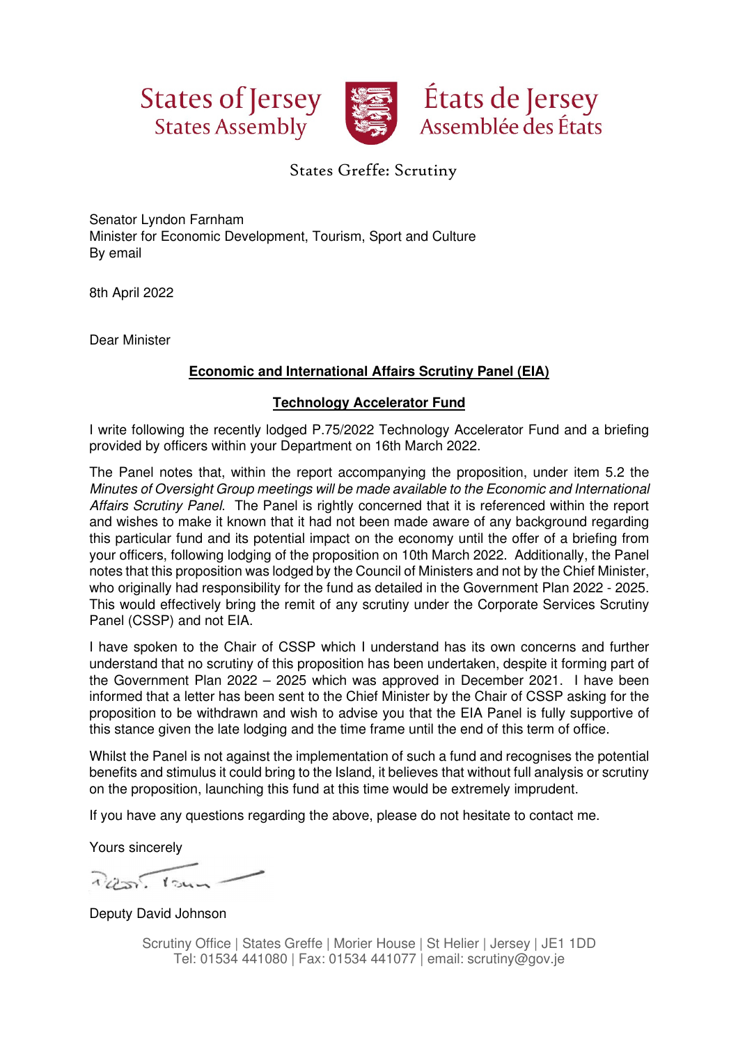States of Jersey
States Assembly

États de Jersey
Assemblée des États

States Greffe: Scrutiny

Senator Lyndon Farnham
Minister for Economic Development, Tourism, Sport and Culture
By email

8th April 2022

Dear Minister

**Economic and International Affairs Scrutiny Panel (EIA)**

**Technology Accelerator Fund**

I write following the recently lodged P.75/2022 Technology Accelerator Fund and a briefing provided by officers within your Department on 16th March 2022.

The Panel notes that, within the report accompanying the proposition, under item 5.2 the *Minutes of Oversight Group meetings will be made available to the Economic and International Affairs Scrutiny Panel*. The Panel is rightly concerned that it is referenced within the report and wishes to make it known that it had not been made aware of any background regarding this particular fund and its potential impact on the economy until the offer of a briefing from your officers, following lodging of the proposition on 10th March 2022. Additionally, the Panel notes that this proposition was lodged by the Council of Ministers and not by the Chief Minister, who originally had responsibility for the fund as detailed in the Government Plan 2022 - 2025. This would effectively bring the remit of any scrutiny under the Corporate Services Scrutiny Panel (CSSP) and not EIA.

I have spoken to the Chair of CSSP which I understand has its own concerns and further understand that no scrutiny of this proposition has been undertaken, despite it forming part of the Government Plan 2022 – 2025 which was approved in December 2021. I have been informed that a letter has been sent to the Chief Minister by the Chair of CSSP asking for the proposition to be withdrawn and wish to advise you that the EIA Panel is fully supportive of this stance given the late lodging and the time frame until the end of this term of office.

Whilst the Panel is not against the implementation of such a fund and recognises the potential benefits and stimulus it could bring to the Island, it believes that without full analysis or scrutiny on the proposition, launching this fund at this time would be extremely imprudent.

If you have any questions regarding the above, please do not hesitate to contact me.

Yours sincerely

Deputy David Johnson

Scrutiny Office | States Greffe | Morier House | St Helier | Jersey | JE1 1DD
Tel: 01534 441080 | Fax: 01534 441077 | email: scrutiny@gov.je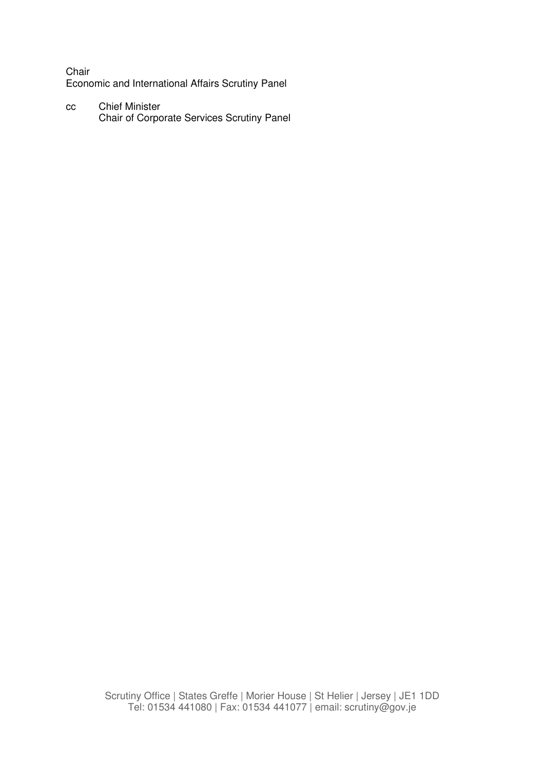Chair
Economic and International Affairs Scrutiny Panel

cc Chief Minister
Chair of Corporate Services Scrutiny Panel

Scrutiny Office | States Greffe | Morier House | St Helier | Jersey | JE1 1DD
Tel: 01534 441080 | Fax: 01534 441077 | email: scrutiny@gov.je